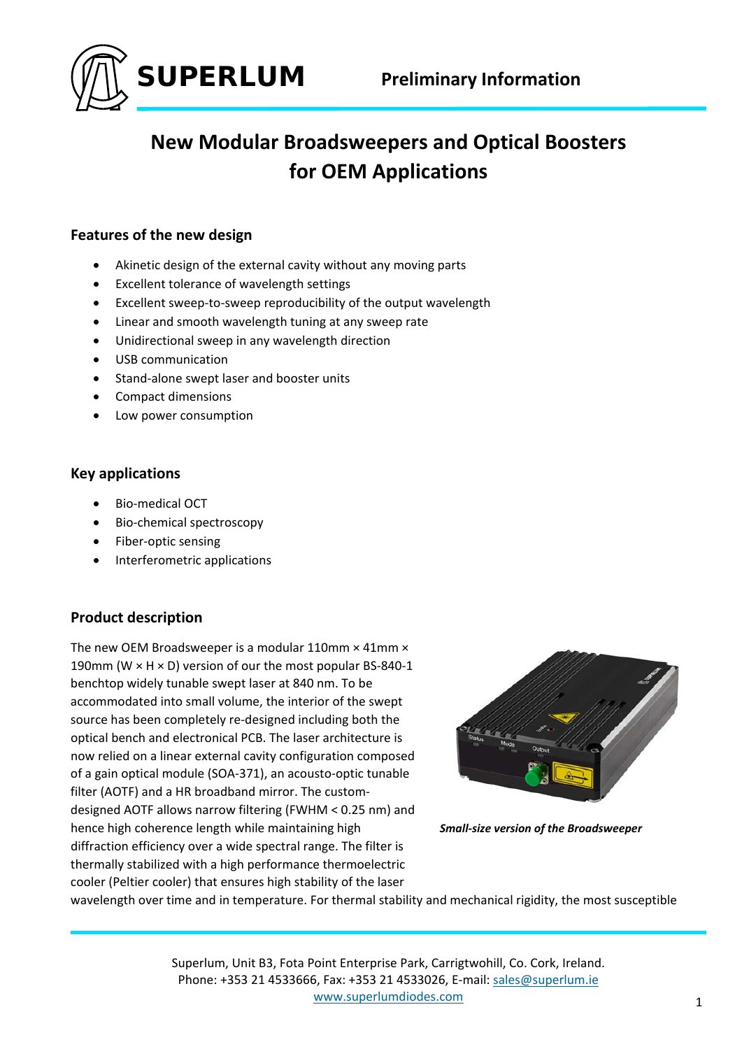SUPERLUM

Preliminary Information

# New Modular Broadsweepers and Optical Boosters for OEM Applications

## Features of the new design

- Akinetic design of the external cavity without any moving parts
- Excellent tolerance of wavelength settings
- Excellent sweep-to-sweep reproducibility of the output wavelength
- Linear and smooth wavelength tuning at any sweep rate
- Unidirectional sweep in any wavelength direction
- USB communication
- Stand-alone swept laser and booster units
- Compact dimensions
- Low power consumption

## Key applications

- Bio-medical OCT
- Bio-chemical spectroscopy
- Fiber-optic sensing
- Interferometric applications

## Product description

The new OEM Broadsweeper is a modular 110mm × 41mm × 190mm (W × H × D) version of our the most popular BS-840-1 benchtop widely tunable swept laser at 840 nm. To be accommodated into small volume, the interior of the swept source has been completely re-designed including both the optical bench and electronical PCB. The laser architecture is now relied on a linear external cavity configuration composed of a gain optical module (SOA-371), an acousto-optic tunable filter (AOTF) and a HR broadband mirror. The custom-designed AOTF allows narrow filtering (FWHM < 0.25 nm) and hence high coherence length while maintaining high diffraction efficiency over a wide spectral range. The filter is thermally stabilized with a high performance thermoelectric cooler (Peltier cooler) that ensures high stability of the laser wavelength over time and in temperature. For thermal stability and mechanical rigidity, the most susceptible

***Small-size version of the Broadsweeper***

Superlum, Unit B3, Fota Point Enterprise Park, Carrigtwohill, Co. Cork, Ireland.
Phone: +353 21 4533666, Fax: +353 21 4533026, E-mail: sales@superlum.ie
www.superlumdiodes.com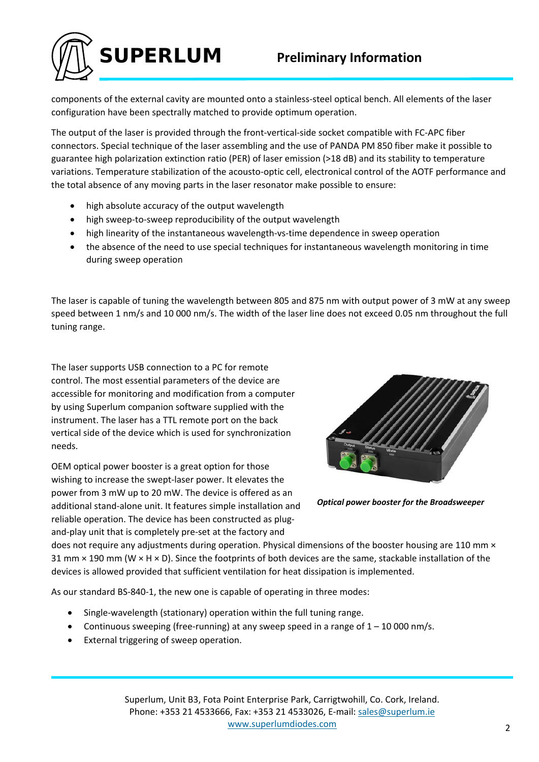components of the external cavity are mounted onto a stainless-steel optical bench. All elements of the laser configuration have been spectrally matched to provide optimum operation.

The output of the laser is provided through the front-vertical-side socket compatible with FC-APC fiber connectors. Special technique of the laser assembling and the use of PANDA PM 850 fiber make it possible to guarantee high polarization extinction ratio (PER) of laser emission (>18 dB) and its stability to temperature variations. Temperature stabilization of the acousto-optic cell, electronical control of the AOTF performance and the total absence of any moving parts in the laser resonator make possible to ensure:

- high absolute accuracy of the output wavelength
- high sweep-to-sweep reproducibility of the output wavelength
- high linearity of the instantaneous wavelength-vs-time dependence in sweep operation
- the absence of the need to use special techniques for instantaneous wavelength monitoring in time during sweep operation

The laser is capable of tuning the wavelength between 805 and 875 nm with output power of 3 mW at any sweep speed between 1 nm/s and 10 000 nm/s. The width of the laser line does not exceed 0.05 nm throughout the full tuning range.

The laser supports USB connection to a PC for remote control. The most essential parameters of the device are accessible for monitoring and modification from a computer by using Superlum companion software supplied with the instrument. The laser has a TTL remote port on the back vertical side of the device which is used for synchronization needs.

OEM optical power booster is a great option for those wishing to increase the swept-laser power. It elevates the power from 3 mW up to 20 mW. The device is offered as an additional stand-alone unit. It features simple installation and reliable operation. The device has been constructed as plug-and-play unit that is completely pre-set at the factory and does not require any adjustments during operation. Physical dimensions of the booster housing are 110 mm × 31 mm × 190 mm (W × H × D). Since the footprints of both devices are the same, stackable installation of the devices is allowed provided that sufficient ventilation for heat dissipation is implemented.

***Optical power booster for the Broadsweeper***

As our standard BS-840-1, the new one is capable of operating in three modes:

- Single-wavelength (stationary) operation within the full tuning range.
- Continuous sweeping (free-running) at any sweep speed in a range of 1 – 10 000 nm/s.
- External triggering of sweep operation.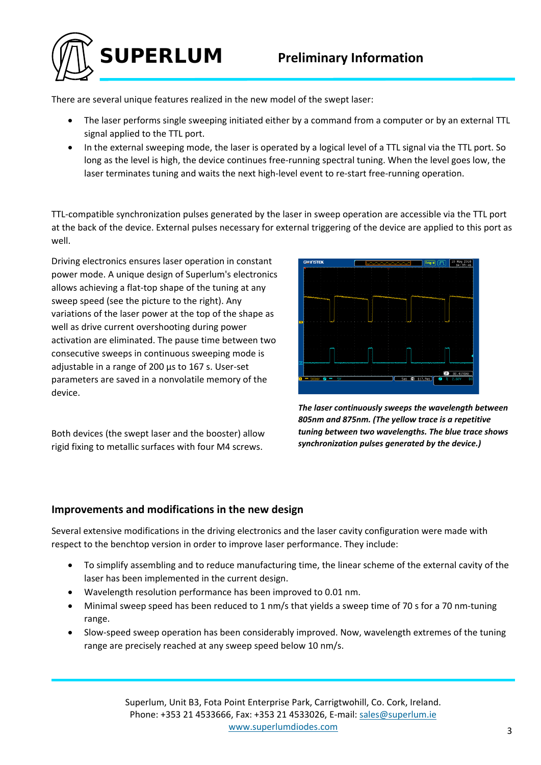There are several unique features realized in the new model of the swept laser:

- The laser performs single sweeping initiated either by a command from a computer or by an external TTL signal applied to the TTL port.
- In the external sweeping mode, the laser is operated by a logical level of a TTL signal via the TTL port. So long as the level is high, the device continues free-running spectral tuning. When the level goes low, the laser terminates tuning and waits the next high-level event to re-start free-running operation.

TTL-compatible synchronization pulses generated by the laser in sweep operation are accessible via the TTL port at the back of the device. External pulses necessary for external triggering of the device are applied to this port as well.

Driving electronics ensures laser operation in constant power mode. A unique design of Superlum's electronics allows achieving a flat-top shape of the tuning at any sweep speed (see the picture to the right). Any variations of the laser power at the top of the shape as well as drive current overshooting during power activation are eliminated. The pause time between two consecutive sweeps in continuous sweeping mode is adjustable in a range of 200 µs to 167 s. User-set parameters are saved in a nonvolatile memory of the device.

***The laser continuously sweeps the wavelength between 805nm and 875nm. (The yellow trace is a repetitive tuning between two wavelengths. The blue trace shows synchronization pulses generated by the device.)***

Both devices (the swept laser and the booster) allow rigid fixing to metallic surfaces with four M4 screws.

## Improvements and modifications in the new design

Several extensive modifications in the driving electronics and the laser cavity configuration were made with respect to the benchtop version in order to improve laser performance. They include:

- To simplify assembling and to reduce manufacturing time, the linear scheme of the external cavity of the laser has been implemented in the current design.
- Wavelength resolution performance has been improved to 0.01 nm.
- Minimal sweep speed has been reduced to 1 nm/s that yields a sweep time of 70 s for a 70 nm-tuning range.
- Slow-speed sweep operation has been considerably improved. Now, wavelength extremes of the tuning range are precisely reached at any sweep speed below 10 nm/s.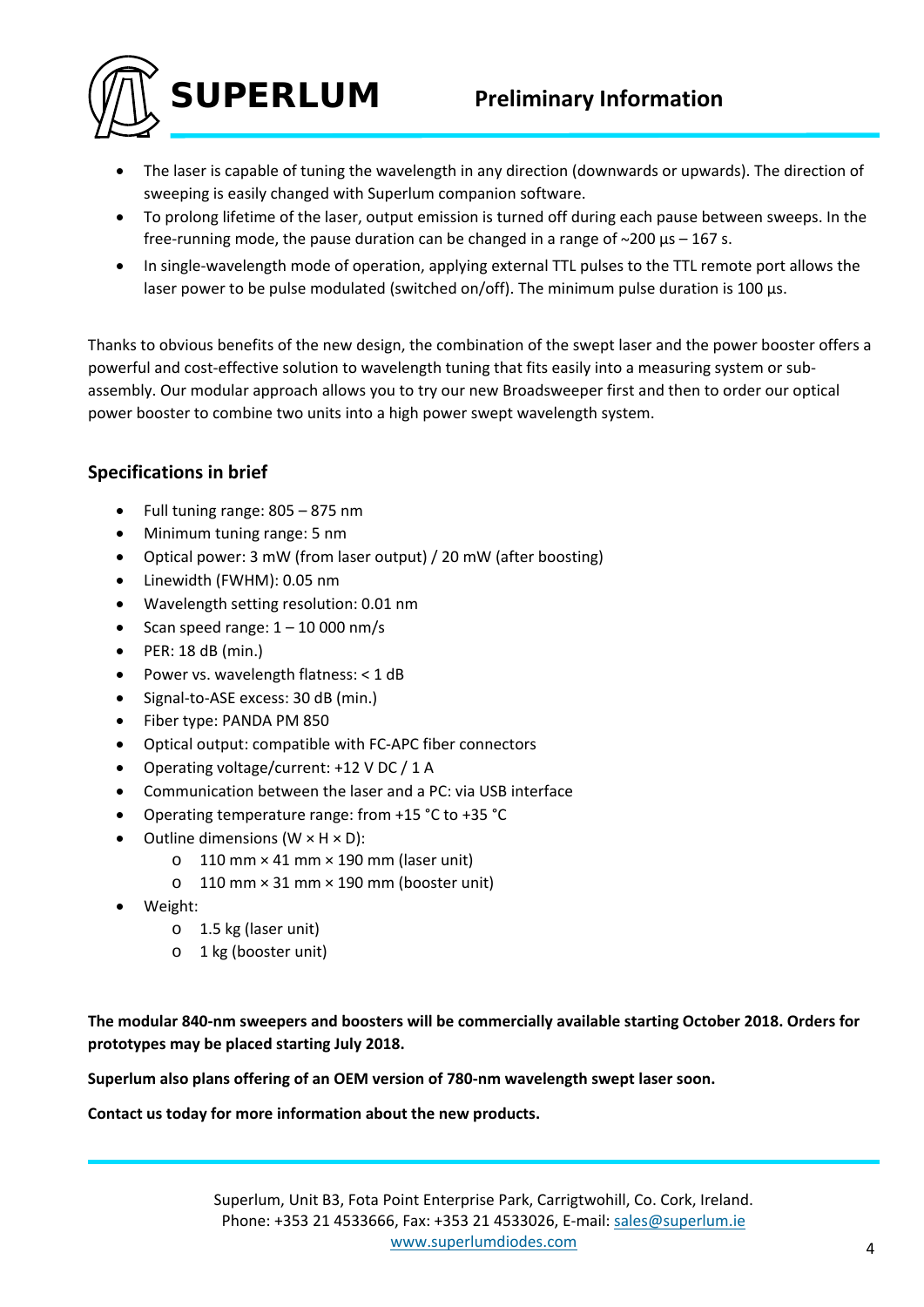- The laser is capable of tuning the wavelength in any direction (downwards or upwards). The direction of sweeping is easily changed with Superlum companion software.
- To prolong lifetime of the laser, output emission is turned off during each pause between sweeps. In the free-running mode, the pause duration can be changed in a range of ~200 µs – 167 s.
- In single-wavelength mode of operation, applying external TTL pulses to the TTL remote port allows the laser power to be pulse modulated (switched on/off). The minimum pulse duration is 100 µs.

Thanks to obvious benefits of the new design, the combination of the swept laser and the power booster offers a powerful and cost-effective solution to wavelength tuning that fits easily into a measuring system or sub-assembly. Our modular approach allows you to try our new Broadsweeper first and then to order our optical power booster to combine two units into a high power swept wavelength system.

## Specifications in brief

- Full tuning range: 805 – 875 nm
- Minimum tuning range: 5 nm
- Optical power: 3 mW (from laser output) / 20 mW (after boosting)
- Linewidth (FWHM): 0.05 nm
- Wavelength setting resolution: 0.01 nm
- Scan speed range: 1 – 10 000 nm/s
- PER: 18 dB (min.)
- Power vs. wavelength flatness: < 1 dB
- Signal-to-ASE excess: 30 dB (min.)
- Fiber type: PANDA PM 850
- Optical output: compatible with FC-APC fiber connectors
- Operating voltage/current: +12 V DC / 1 A
- Communication between the laser and a PC: via USB interface
- Operating temperature range: from +15 °C to +35 °C
- Outline dimensions (W × H × D):
  - 110 mm × 41 mm × 190 mm (laser unit)
  - 110 mm × 31 mm × 190 mm (booster unit)
- Weight:
  - 1.5 kg (laser unit)
  - 1 kg (booster unit)

**The modular 840-nm sweepers and boosters will be commercially available starting October 2018. Orders for prototypes may be placed starting July 2018.**

**Superlum also plans offering of an OEM version of 780-nm wavelength swept laser soon.**

**Contact us today for more information about the new products.**

Superlum, Unit B3, Fota Point Enterprise Park, Carrigtwohill, Co. Cork, Ireland.
Phone: +353 21 4533666, Fax: +353 21 4533026, E-mail: sales@superlum.ie
www.superlumdiodes.com